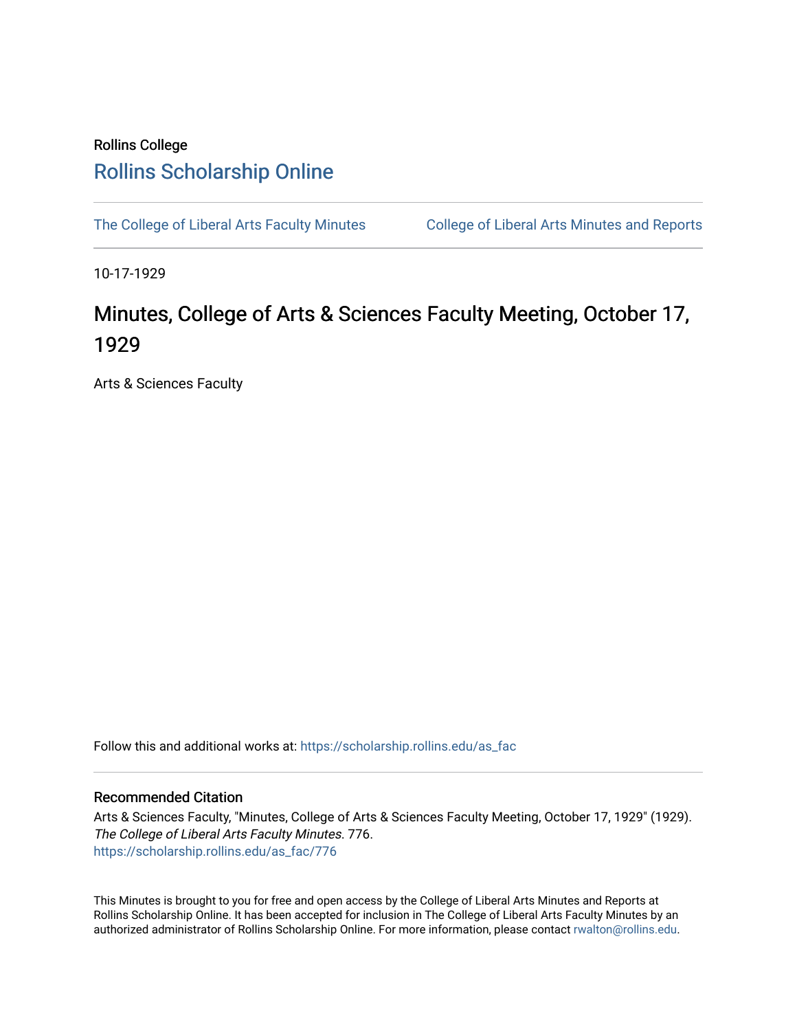Rollins College

# Rollins Scholarship Online

The College of Liberal Arts Faculty Minutes

College of Liberal Arts Minutes and Reports

10-17-1929

## Minutes, College of Arts & Sciences Faculty Meeting, October 17, 1929

Arts & Sciences Faculty

Follow this and additional works at: https://scholarship.rollins.edu/as_fac

### Recommended Citation

Arts & Sciences Faculty, "Minutes, College of Arts & Sciences Faculty Meeting, October 17, 1929" (1929). *The College of Liberal Arts Faculty Minutes*. 776.
https://scholarship.rollins.edu/as_fac/776

This Minutes is brought to you for free and open access by the College of Liberal Arts Minutes and Reports at Rollins Scholarship Online. It has been accepted for inclusion in The College of Liberal Arts Faculty Minutes by an authorized administrator of Rollins Scholarship Online. For more information, please contact rwalton@rollins.edu.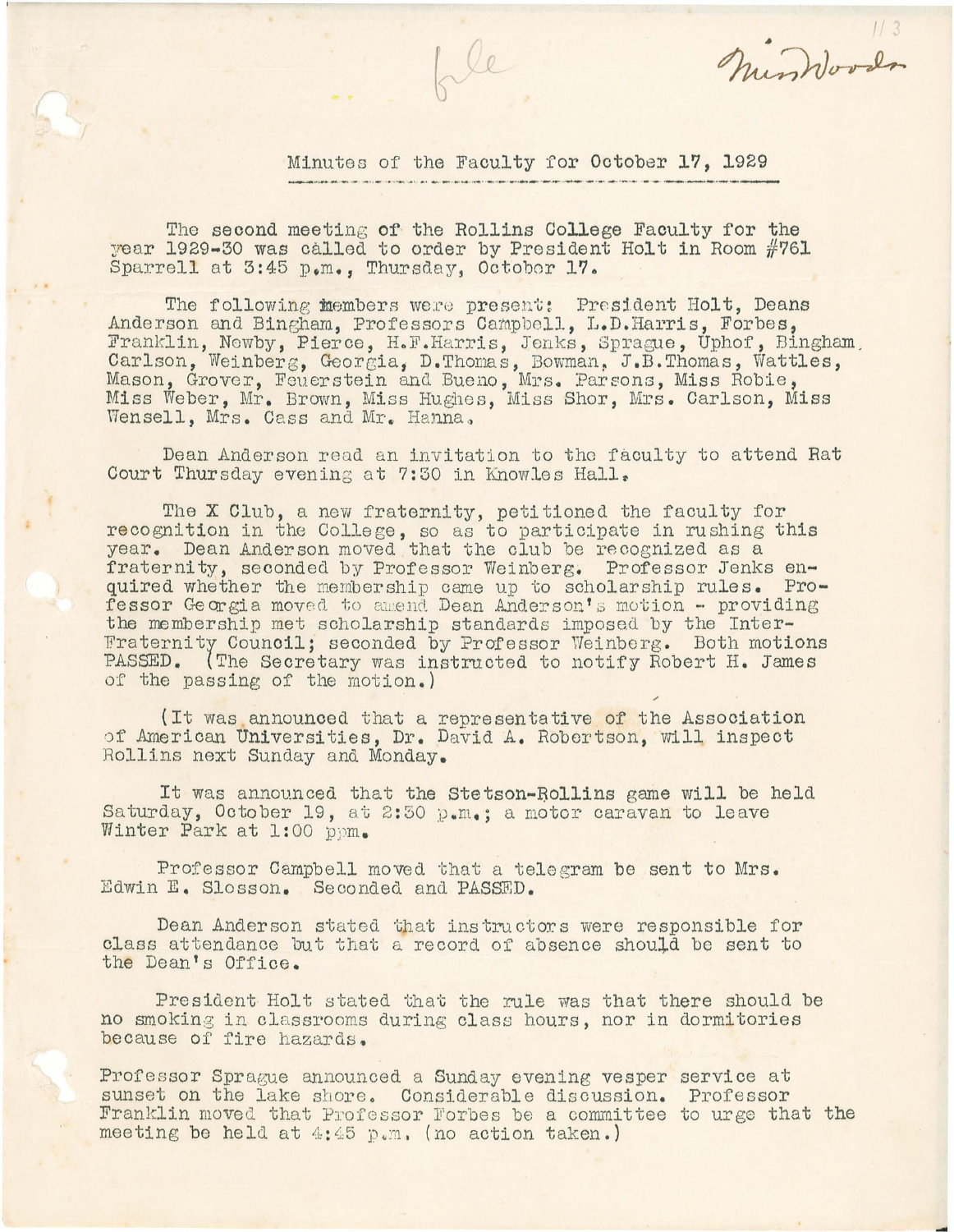## Minutes of the Faculty for October 17, 1929

The second meeting of the Rollins College Faculty for the year 1929-30 was called to order by President Holt in Room #761 Sparrell at 3:45 p.m., Thursday, October 17.

The following members were present: President Holt, Deans Anderson and Bingham, Professors Campbell, L.D.Harris, Forbes, Franklin, Newby, Pierce, H.F.Harris, Jenks, Sprague, Uphof, Bingham, Carlson, Weinberg, Georgia, D.Thomas, Bowman, J.B.Thomas, Wattles, Mason, Grover, Feuerstein and Bueno, Mrs. Parsons, Miss Robie, Miss Weber, Mr. Brown, Miss Hughes, Miss Shor, Mrs. Carlson, Miss Wensell, Mrs. Cass and Mr. Hanna.

Dean Anderson read an invitation to the faculty to attend Rat Court Thursday evening at 7:30 in Knowles Hall.

The X Club, a new fraternity, petitioned the faculty for recognition in the College, so as to participate in rushing this year. Dean Anderson moved that the club be recognized as a fraternity, seconded by Professor Weinberg. Professor Jenks enquired whether the membership came up to scholarship rules. Professor Georgia moved to amend Dean Anderson's motion - providing the membership met scholarship standards imposed by the Inter-Fraternity Council; seconded by Professor Weinberg. Both motions PASSED. (The Secretary was instructed to notify Robert H. James of the passing of the motion.)

(It was announced that a representative of the Association of American Universities, Dr. David A. Robertson, will inspect Rollins next Sunday and Monday.

It was announced that the Stetson-Rollins game will be held Saturday, October 19, at 2:30 p.m.; a motor caravan to leave Winter Park at 1:00 p.m.

Professor Campbell moved that a telegram be sent to Mrs. Edwin E. Slosson. Seconded and PASSED.

Dean Anderson stated that instructors were responsible for class attendance but that a record of absence should be sent to the Dean's Office.

President Holt stated that the rule was that there should be no smoking in classrooms during class hours, nor in dormitories because of fire hazards.

Professor Sprague announced a Sunday evening vesper service at sunset on the lake shore. Considerable discussion. Professor Franklin moved that Professor Forbes be a committee to urge that the meeting be held at 4:45 p.m. (no action taken.)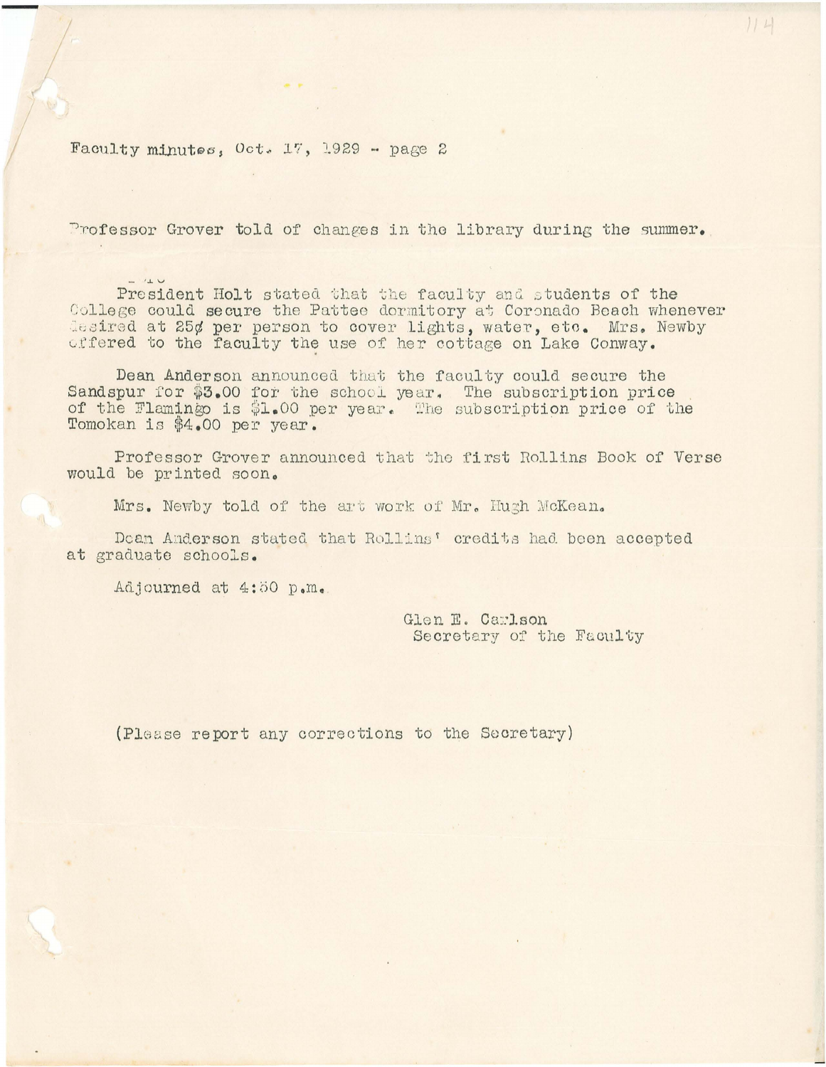Faculty minutes, Oct. 17, 1929 - page 2

Professor Grover told of changes in the library during the summer.

President Holt stated that the faculty and students of the College could secure the Pattee dormitory at Coronado Beach whenever desired at 25¢ per person to cover lights, water, etc. Mrs. Newby offered to the faculty the use of her cottage on Lake Conway.

Dean Anderson announced that the faculty could secure the Sandspur for $3.00 for the school year. The subscription price of the Flamingo is $1.00 per year. The subscription price of the Tomokan is $4.00 per year.

Professor Grover announced that the first Rollins Book of Verse would be printed soon.

Mrs. Newby told of the art work of Mr. Hugh McKean.

Dean Anderson stated that Rollins' credits had been accepted at graduate schools.

Adjourned at 4:50 p.m.

Glen E. Carlson
Secretary of the Faculty

(Please report any corrections to the Secretary)